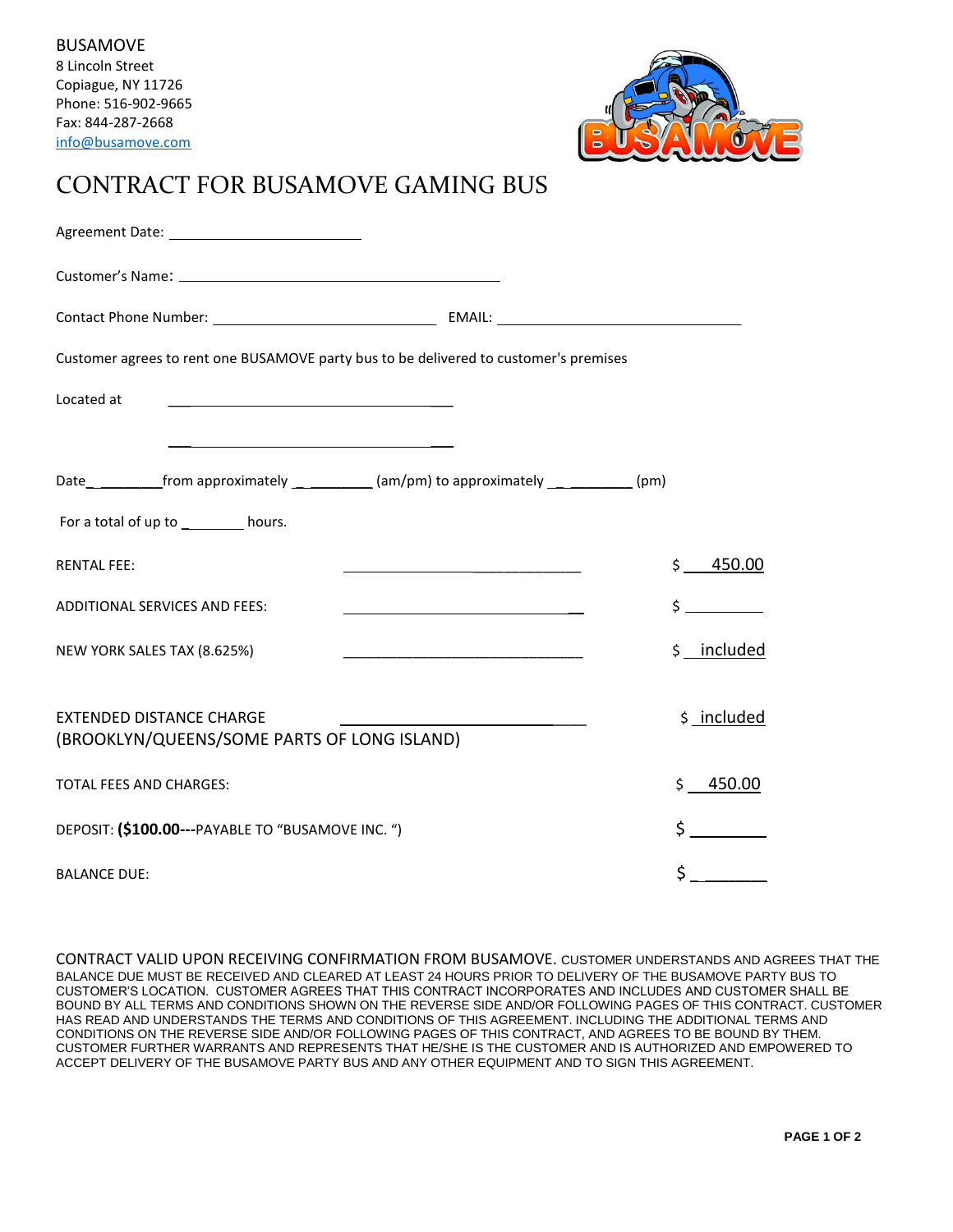BUSAMOVE
8 Lincoln Street
Copiague, NY 11726
Phone: 516-902-9665
Fax: 844-287-2668
info@busamove.com

# CONTRACT FOR BUSAMOVE GAMING BUS

Agreement Date: ________________________

Customer's Name: ________________________________________

Contact Phone Number: ____________________________ EMAIL: ______________________________

Customer agrees to rent one BUSAMOVE party bus to be delivered to customer's premises

Located at ____________________________________

____________________________________

Date__________from approximately __________ (am/pm) to approximately __________ (pm)

For a total of up to ________ hours.

| | | |
|---|---|---|
| RENTAL FEE: | ______________________________ | $ 450.00 |
| ADDITIONAL SERVICES AND FEES: | ______________________________ | $ __________ |
| NEW YORK SALES TAX (8.625%) | ______________________________ | $ included |
| EXTENDED DISTANCE CHARGE (BROOKLYN/QUEENS/SOME PARTS OF LONG ISLAND) | ______________________________ | $ included |
| TOTAL FEES AND CHARGES: | | $ 450.00 |
| DEPOSIT: **($100.00---**PAYABLE TO "BUSAMOVE INC. ") | | $ __________ |
| BALANCE DUE: | | $ __________ |

CONTRACT VALID UPON RECEIVING CONFIRMATION FROM BUSAMOVE. CUSTOMER UNDERSTANDS AND AGREES THAT THE BALANCE DUE MUST BE RECEIVED AND CLEARED AT LEAST 24 HOURS PRIOR TO DELIVERY OF THE BUSAMOVE PARTY BUS TO CUSTOMER'S LOCATION. CUSTOMER AGREES THAT THIS CONTRACT INCORPORATES AND INCLUDES AND CUSTOMER SHALL BE BOUND BY ALL TERMS AND CONDITIONS SHOWN ON THE REVERSE SIDE AND/OR FOLLOWING PAGES OF THIS CONTRACT. CUSTOMER HAS READ AND UNDERSTANDS THE TERMS AND CONDITIONS OF THIS AGREEMENT. INCLUDING THE ADDITIONAL TERMS AND CONDITIONS ON THE REVERSE SIDE AND/OR FOLLOWING PAGES OF THIS CONTRACT, AND AGREES TO BE BOUND BY THEM. CUSTOMER FURTHER WARRANTS AND REPRESENTS THAT HE/SHE IS THE CUSTOMER AND IS AUTHORIZED AND EMPOWERED TO ACCEPT DELIVERY OF THE BUSAMOVE PARTY BUS AND ANY OTHER EQUIPMENT AND TO SIGN THIS AGREEMENT.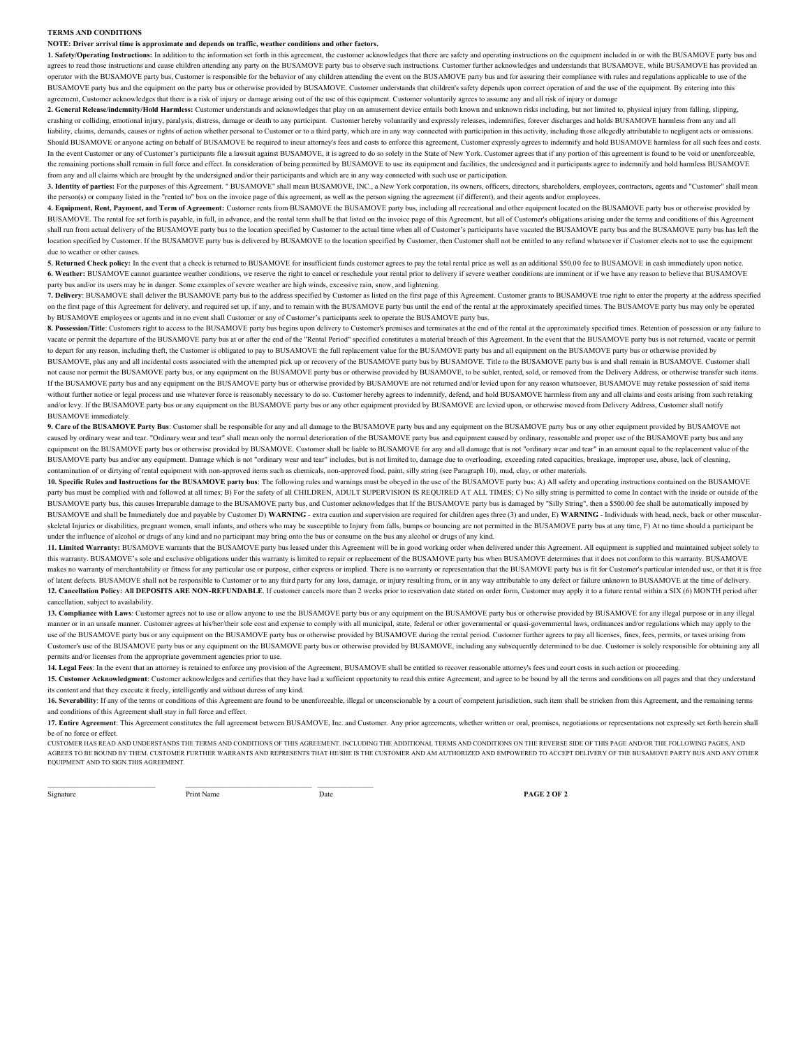**TERMS AND CONDITIONS**

**NOTE: Driver arrival time is approximate and depends on traffic, weather conditions and other factors.**

**1. Safety/Operating Instructions:** In addition to the information set forth in this agreement, the customer acknowledges that there are safety and operating instructions on the equipment included in or with the BUSAMOVE party bus and agrees to read those instructions and cause children attending any party on the BUSAMOVE party bus to observe such instructions. Customer further acknowledges and understands that BUSAMOVE, while BUSAMOVE has provided an operator with the BUSAMOVE party bus, Customer is responsible for the behavior of any children attending the event on the BUSAMOVE party bus and for assuring their compliance with rules and regulations applicable to use of the BUSAMOVE party bus and the equipment on the party bus or otherwise provided by BUSAMOVE. Customer understands that children's safety depends upon correct operation of and the use of the equipment. By entering into this agreement, Customer acknowledges that there is a risk of injury or damage arising out of the use of this equipment. Customer voluntarily agrees to assume any and all risk of injury or damage

**2. General Release/indemnity/Hold Harmless:** Customer understands and acknowledges that play on an amusement device entails both known and unknown risks including, but not limited to, physical injury from falling, slipping, crashing or colliding, emotional injury, paralysis, distress, damage or death to any participant. Customer hereby voluntarily and expressly releases, indemnifies, forever discharges and holds BUSAMOVE harmless from any and all liability, claims, demands, causes or rights of action whether personal to Customer or to a third party, which are in any way connected with participation in this activity, including those allegedly attributable to negligent acts or omissions. Should BUSAMOVE or anyone acting on behalf of BUSAMOVE be required to incur attorney's fees and costs to enforce this agreement, Customer expressly agrees to indemnify and hold BUSAMOVE harmless for all such fees and costs. In the event Customer or any of Customer's participants file a lawsuit against BUSAMOVE, it is agreed to do so solely in the State of New York. Customer agrees that if any portion of this agreement is found to be void or unenforceable, the remaining portions shall remain in full force and effect. In consideration of being permitted by BUSAMOVE to use its equipment and facilities, the undersigned and it participants agree to indemnify and hold harmless BUSAMOVE from any and all claims which are brought by the undersigned and/or their participants and which are in any way connected with such use or participation.

**3. Identity of parties:** For the purposes of this Agreement. " BUSAMOVE" shall mean BUSAMOVE, INC., a New York corporation, its owners, officers, directors, shareholders, employees, contractors, agents and "Customer" shall mean the person(s) or company listed in the "rented to" box on the invoice page of this agreement, as well as the person signing the agreement (if different), and their agents and/or employees.

**4. Equipment, Rent, Payment, and Term of Agreement:** Customer rents from BUSAMOVE the BUSAMOVE party bus, including all recreational and other equipment located on the BUSAMOVE party bus or otherwise provided by BUSAMOVE. The rental fee set forth is payable, in full, in advance, and the rental term shall be that listed on the invoice page of this Agreement, but all of Customer's obligations arising under the terms and conditions of this Agreement shall run from actual delivery of the BUSAMOVE party bus to the location specified by Customer to the actual time when all of Customer's participants have vacated the BUSAMOVE party bus and the BUSAMOVE party bus has left the location specified by Customer. If the BUSAMOVE party bus is delivered by BUSAMOVE to the location specified by Customer, then Customer shall not be entitled to any refund whatsoever if Customer elects not to use the equipment due to weather or other causes.

**5. Returned Check policy:** In the event that a check is returned to BUSAMOVE for insufficient funds customer agrees to pay the total rental price as well as an additional $50.00 fee to BUSAMOVE in cash immediately upon notice.

**6. Weather:** BUSAMOVE cannot guarantee weather conditions, we reserve the right to cancel or reschedule your rental prior to delivery if severe weather conditions are imminent or if we have any reason to believe that BUSAMOVE party bus and/or its users may be in danger. Some examples of severe weather are high winds, excessive rain, snow, and lightening.

**7. Delivery**: BUSAMOVE shall deliver the BUSAMOVE party bus to the address specified by Customer as listed on the first page of this Agreement. Customer grants to BUSAMOVE true right to enter the property at the address specified on the first page of this Agreement for delivery, and required set up, if any, and to remain with the BUSAMOVE party bus until the end of the rental at the approximately specified times. The BUSAMOVE party bus may only be operated by BUSAMOVE employees or agents and in no event shall Customer or any of Customer's participants seek to operate the BUSAMOVE party bus.

**8. Possession/Title**: Customers right to access to the BUSAMOVE party bus begins upon delivery to Customer's premises and terminates at the end of the rental at the approximately specified times. Retention of possession or any failure to vacate or permit the departure of the BUSAMOVE party bus at or after the end of the "Rental Period" specified constitutes a material breach of this Agreement. In the event that the BUSAMOVE party bus is not returned, vacate or permit to depart for any reason, including theft, the Customer is obligated to pay to BUSAMOVE the full replacement value for the BUSAMOVE party bus and all equipment on the BUSAMOVE party bus or otherwise provided by BUSAMOVE, plus any and all incidental costs associated with the attempted pick up or recovery of the BUSAMOVE party bus by BUSAMOVE. Title to the BUSAMOVE party bus is and shall remain in BUSAMOVE. Customer shall not cause nor permit the BUSAMOVE party bus, or any equipment on the BUSAMOVE party bus or otherwise provided by BUSAMOVE, to be sublet, rented, sold, or removed from the Delivery Address, or otherwise transfer such items. If the BUSAMOVE party bus and any equipment on the BUSAMOVE party bus or otherwise provided by BUSAMOVE are not returned and/or levied upon for any reason whatsoever, BUSAMOVE may retake possession of said items without further notice or legal process and use whatever force is reasonably necessary to do so. Customer hereby agrees to indemnify, defend, and hold BUSAMOVE harmless from any and all claims and costs arising from such retaking and/or levy. If the BUSAMOVE party bus or any equipment on the BUSAMOVE party bus or any other equipment provided by BUSAMOVE are levied upon, or otherwise moved from Delivery Address, Customer shall notify BUSAMOVE immediately.

**9. Care of the BUSAMOVE Party Bus**: Customer shall be responsible for any and all damage to the BUSAMOVE party bus and any equipment on the BUSAMOVE party bus or any other equipment provided by BUSAMOVE not caused by ordinary wear and tear. "Ordinary wear and tear" shall mean only the normal deterioration of the BUSAMOVE party bus and equipment caused by ordinary, reasonable and proper use of the BUSAMOVE party bus and any equipment on the BUSAMOVE party bus or otherwise provided by BUSAMOVE. Customer shall be liable to BUSAMOVE for any and all damage that is not "ordinary wear and tear" in an amount equal to the replacement value of the BUSAMOVE party bus and/or any equipment. Damage which is not "ordinary wear and tear" includes, but is not limited to, damage due to overloading, exceeding rated capacities, breakage, improper use, abuse, lack of cleaning, contamination of or dirtying of rental equipment with non-approved items such as chemicals, non-approved food, paint, silly string (see Paragraph 10), mud, clay, or other materials.

**10. Specific Rules and Instructions for the BUSAMOVE party bus**: The following rules and warnings must be obeyed in the use of the BUSAMOVE party bus: A) All safety and operating instructions contained on the BUSAMOVE party bus must be complied with and followed at all times; B) For the safety of all CHILDREN, ADULT SUPERVISION IS REQUIRED AT ALL TIMES; C) No silly string is permitted to come In contact with the inside or outside of the BUSAMOVE party bus, this causes Irreparable damage to the BUSAMOVE party bus, and Customer acknowledges that If the BUSAMOVE party bus is damaged by "Silly String", then a $500.00 fee shall be automatically imposed by BUSAMOVE and shall be Immediately due and payable by Customer D) **WARNING** - extra caution and supervision are required for children ages three (3) and under, E) **WARNING** - Individuals with head, neck, back or other muscular-skeletal Injuries or disabilities, pregnant women, small infants, and others who may be susceptible to Injury from falls, bumps or bouncing are not permitted in the BUSAMOVE party bus at any time, F) At no time should a participant be under the influence of alcohol or drugs of any kind and no participant may bring onto the bus or consume on the bus any alcohol or drugs of any kind.

**11. Limited Warranty:** BUSAMOVE warrants that the BUSAMOVE party bus leased under this Agreement will be in good working order when delivered under this Agreement. All equipment is supplied and maintained subject solely to this warranty. BUSAMOVE's sole and exclusive obligations under this warranty is limited to repair or replacement of the BUSAMOVE party bus when BUSAMOVE determines that it does not conform to this warranty. BUSAMOVE makes no warranty of merchantability or fitness for any particular use or purpose, either express or implied. There is no warranty or representation that the BUSAMOVE party bus is fit for Customer's particular intended use, or that it is free of latent defects. BUSAMOVE shall not be responsible to Customer or to any third party for any loss, damage, or injury resulting from, or in any way attributable to any defect or failure unknown to BUSAMOVE at the time of delivery.

**12. Cancellation Policy: All DEPOSITS ARE NON-REFUNDABLE**. If customer cancels more than 2 weeks prior to reservation date stated on order form, Customer may apply it to a future rental within a SIX (6) MONTH period after cancellation, subject to availability.

**13. Compliance with Laws**: Customer agrees not to use or allow anyone to use the BUSAMOVE party bus or any equipment on the BUSAMOVE party bus or otherwise provided by BUSAMOVE for any illegal purpose or in any illegal manner or in an unsafe manner. Customer agrees at his/her/their sole cost and expense to comply with all municipal, state, federal or other governmental or quasi-governmental laws, ordinances and/or regulations which may apply to the use of the BUSAMOVE party bus or any equipment on the BUSAMOVE party bus or otherwise provided by BUSAMOVE during the rental period. Customer further agrees to pay all licenses, fines, fees, permits, or taxes arising from Customer's use of the BUSAMOVE party bus or any equipment on the BUSAMOVE party bus or otherwise provided by BUSAMOVE, including any subsequently determined to be due. Customer is solely responsible for obtaining any all permits and/or licenses from the appropriate government agencies prior to use.

**14. Legal Fees**: In the event that an attorney is retained to enforce any provision of the Agreement, BUSAMOVE shall be entitled to recover reasonable attorney's fees and court costs in such action or proceeding.

**15. Customer Acknowledgment**: Customer acknowledges and certifies that they have had a sufficient opportunity to read this entire Agreement, and agree to be bound by all the terms and conditions on all pages and that they understand its content and that they execute it freely, intelligently and without duress of any kind.

**16. Severability**: If any of the terms or conditions of this Agreement are found to be unenforceable, illegal or unconscionable by a court of competent jurisdiction, such item shall be stricken from this Agreement, and the remaining terms and conditions of this Agreement shall stay in full force and effect.

**17. Entire Agreement**: This Agreement constitutes the full agreement between BUSAMOVE, Inc. and Customer. Any prior agreements, whether written or oral, promises, negotiations or representations not expressly set forth herein shall be of no force or effect.

CUSTOMER HAS READ AND UNDERSTANDS THE TERMS AND CONDITIONS OF THIS AGREEMENT. INCLUDING THE ADDITIONAL TERMS AND CONDITIONS ON THE REVERSE SIDE OF THIS PAGE AND/OR THE FOLLOWING PAGES, AND AGREES TO BE BOUND BY THEM. CUSTOMER FURTHER WARRANTS AND REPRESENTS THAT HE/SHE IS THE CUSTOMER AND AM AUTHORIZED AND EMPOWERED TO ACCEPT DELIVERY OF THE BUSAMOVE PARTY BUS AND ANY OTHER EQUIPMENT AND TO SIGN THIS AGREEMENT.

\_\_\_\_\_\_\_\_\_\_\_\_\_\_\_\_\_\_\_\_\_\_\_\_ \_\_\_\_\_\_\_\_\_\_\_\_\_\_\_\_\_\_\_\_\_\_\_\_\_\_\_\_\_\_ \_\_\_\_\_\_\_\_\_\_\_\_\_\_

Signature Print Name Date